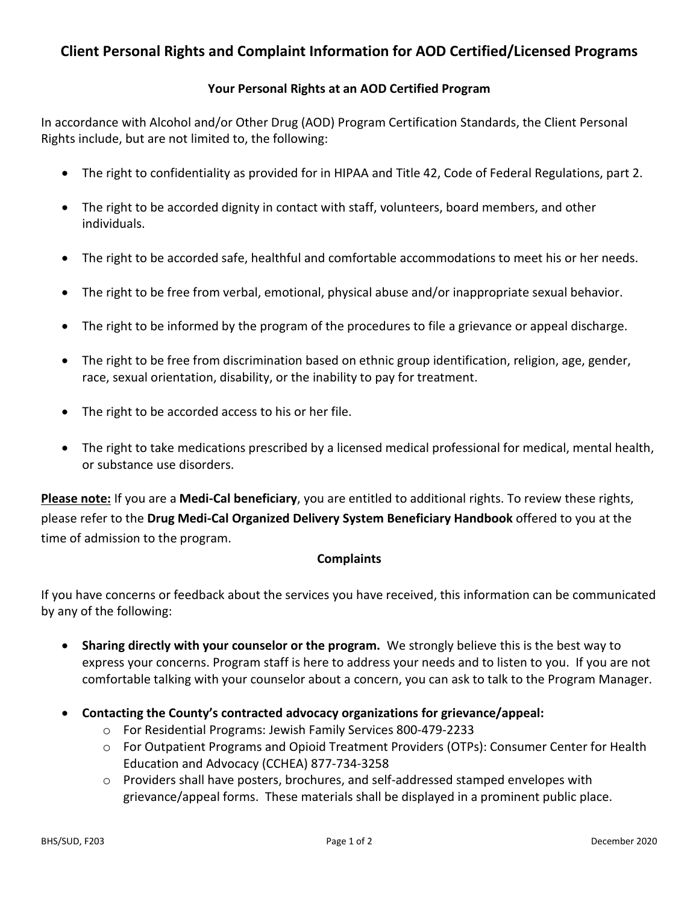# Client Personal Rights and Complaint Information for AOD Certified/Licensed Programs

## Your Personal Rights at an AOD Certified Program

In accordance with Alcohol and/or Other Drug (AOD) Program Certification Standards, the Client Personal Rights include, but are not limited to, the following:

- The right to confidentiality as provided for in HIPAA and Title 42, Code of Federal Regulations, part 2.
- The right to be accorded dignity in contact with staff, volunteers, board members, and other individuals.
- The right to be accorded safe, healthful and comfortable accommodations to meet his or her needs.
- The right to be free from verbal, emotional, physical abuse and/or inappropriate sexual behavior.
- The right to be informed by the program of the procedures to file a grievance or appeal discharge.
- The right to be free from discrimination based on ethnic group identification, religion, age, gender, race, sexual orientation, disability, or the inability to pay for treatment.
- The right to be accorded access to his or her file.
- The right to take medications prescribed by a licensed medical professional for medical, mental health, or substance use disorders.

**Please note:** If you are a **Medi-Cal beneficiary**, you are entitled to additional rights. To review these rights, please refer to the **Drug Medi-Cal Organized Delivery System Beneficiary Handbook** offered to you at the time of admission to the program.

## Complaints

If you have concerns or feedback about the services you have received, this information can be communicated by any of the following:

- **Sharing directly with your counselor or the program.** We strongly believe this is the best way to express your concerns. Program staff is here to address your needs and to listen to you. If you are not comfortable talking with your counselor about a concern, you can ask to talk to the Program Manager.
- **Contacting the County's contracted advocacy organizations for grievance/appeal:**
  - For Residential Programs: Jewish Family Services 800-479-2233
  - For Outpatient Programs and Opioid Treatment Providers (OTPs): Consumer Center for Health Education and Advocacy (CCHEA) 877-734-3258
  - Providers shall have posters, brochures, and self-addressed stamped envelopes with grievance/appeal forms. These materials shall be displayed in a prominent public place.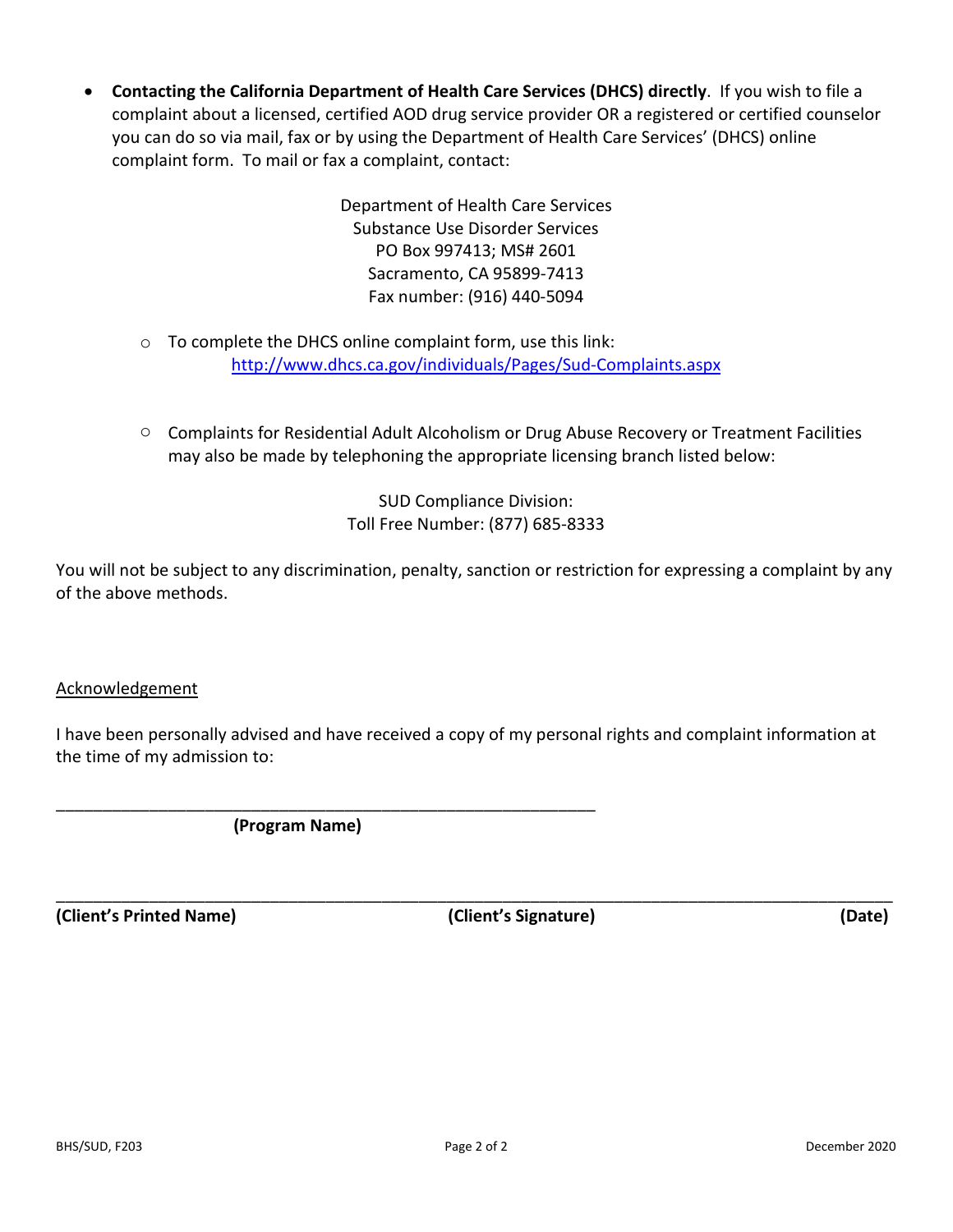- **Contacting the California Department of Health Care Services (DHCS) directly**. If you wish to file a complaint about a licensed, certified AOD drug service provider OR a registered or certified counselor you can do so via mail, fax or by using the Department of Health Care Services' (DHCS) online complaint form. To mail or fax a complaint, contact:

  Department of Health Care Services
  Substance Use Disorder Services
  PO Box 997413; MS# 2601
  Sacramento, CA 95899-7413
  Fax number: (916) 440-5094

  - To complete the DHCS online complaint form, use this link: http://www.dhcs.ca.gov/individuals/Pages/Sud-Complaints.aspx

  - Complaints for Residential Adult Alcoholism or Drug Abuse Recovery or Treatment Facilities may also be made by telephoning the appropriate licensing branch listed below:

    SUD Compliance Division:
    Toll Free Number: (877) 685-8333

You will not be subject to any discrimination, penalty, sanction or restriction for expressing a complaint by any of the above methods.

Acknowledgement

I have been personally advised and have received a copy of my personal rights and complaint information at the time of my admission to:

\_\_\_\_\_\_\_\_\_\_\_\_\_\_\_\_\_\_\_\_\_\_\_\_\_\_\_\_\_\_\_\_\_\_\_\_\_\_\_\_\_\_\_\_\_\_\_\_\_\_\_\_\_\_\_\_\_\_
**(Program Name)**

\_\_\_\_\_\_\_\_\_\_\_\_\_\_\_\_\_\_\_\_\_\_\_\_\_\_\_\_\_\_\_\_\_\_\_\_\_\_\_\_\_\_\_\_\_\_\_\_\_\_\_\_\_\_\_\_\_\_\_\_\_\_\_\_\_\_\_\_\_\_\_\_\_\_\_\_\_\_\_\_\_\_\_\_\_\_\_\_\_\_
**(Client's Printed Name)** **(Client's Signature)** **(Date)**

BHS/SUD, F203 December 2020